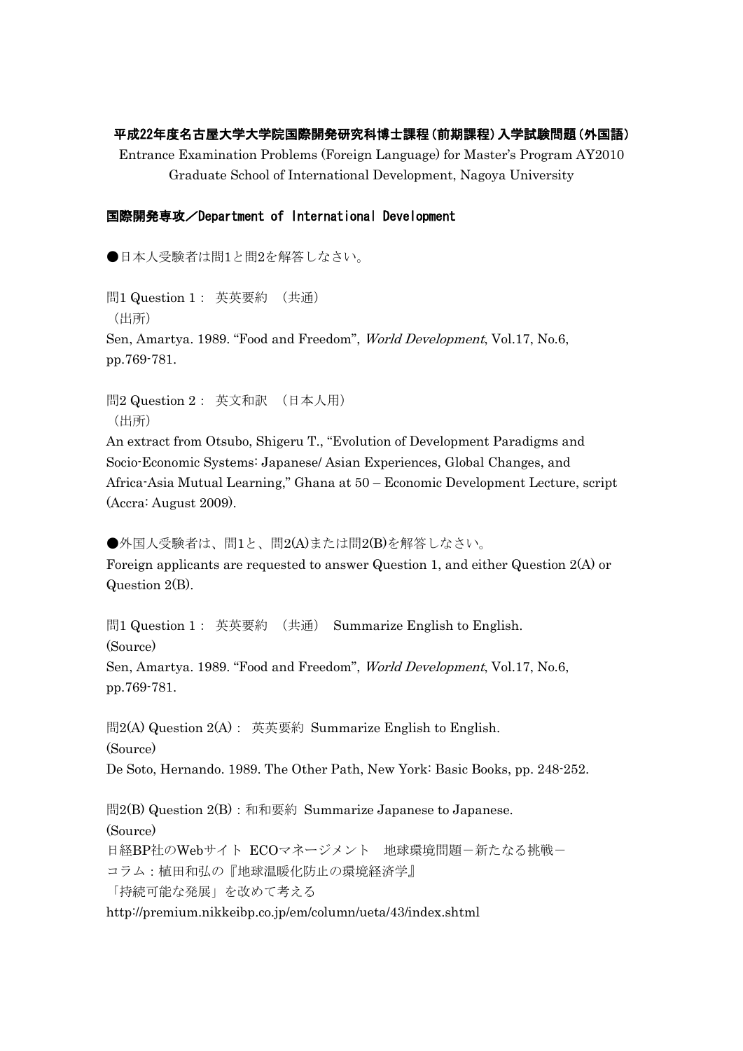**平成22年度名古屋大学大学院国際開発研究科博士課程（前期課程）入学試験問題（外国語）**

Entrance Examination Problems (Foreign Language) for Master's Program AY2010
Graduate School of International Development, Nagoya University

**国際開発専攻／Department of International Development**

●日本人受験者は問1と問2を解答しなさい。

問1 Question 1： 英英要約 （共通）
（出所）
Sen, Amartya. 1989. "Food and Freedom", *World Development*, Vol.17, No.6, pp.769-781.

問2 Question 2： 英文和訳 （日本人用）
（出所）
An extract from Otsubo, Shigeru T., "Evolution of Development Paradigms and Socio-Economic Systems: Japanese/ Asian Experiences, Global Changes, and Africa-Asia Mutual Learning," Ghana at 50 – Economic Development Lecture, script (Accra: August 2009).

●外国人受験者は、問1と、問2(A)または問2(B)を解答しなさい。
Foreign applicants are requested to answer Question 1, and either Question 2(A) or Question 2(B).

問1 Question 1： 英英要約 （共通） Summarize English to English.
(Source)
Sen, Amartya. 1989. "Food and Freedom", *World Development*, Vol.17, No.6, pp.769-781.

問2(A) Question 2(A)： 英英要約 Summarize English to English.
(Source)
De Soto, Hernando. 1989. The Other Path, New York: Basic Books, pp. 248-252.

問2(B) Question 2(B)：和和要約 Summarize Japanese to Japanese.
(Source)
日経BP社のWebサイト ECOマネージメント 地球環境問題－新たなる挑戦－
コラム：植田和弘の『地球温暖化防止の環境経済学』
「持続可能な発展」を改めて考える
http://premium.nikkeibp.co.jp/em/column/ueta/43/index.shtml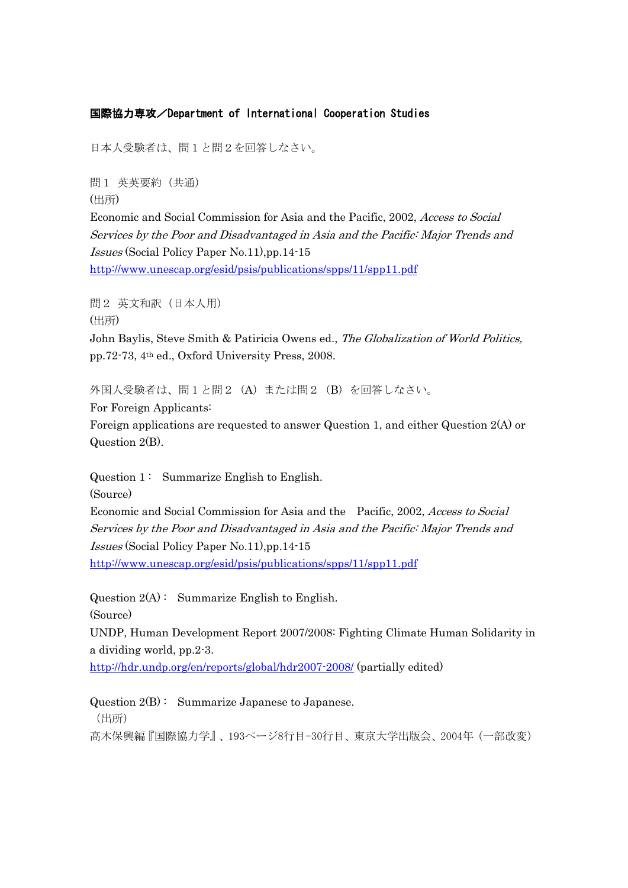**国際協力専攻／Department of International Cooperation Studies**

日本人受験者は、問１と問２を回答しなさい。

問１　英英要約（共通）
(出所)
Economic and Social Commission for Asia and the Pacific, 2002, *Access to Social Services by the Poor and Disadvantaged in Asia and the Pacific: Major Trends and Issues* (Social Policy Paper No.11),pp.14-15
http://www.unescap.org/esid/psis/publications/spps/11/spp11.pdf

問２　英文和訳（日本人用）
(出所)
John Baylis, Steve Smith & Patiricia Owens ed., *The Globalization of World Politics,* pp.72-73, 4th ed., Oxford University Press, 2008.

外国人受験者は、問１と問２（A）または問２（B）を回答しなさい。
For Foreign Applicants:
Foreign applications are requested to answer Question 1, and either Question 2(A) or Question 2(B).

Question 1：　Summarize English to English.
(Source)
Economic and Social Commission for Asia and the　Pacific, 2002, *Access to Social Services by the Poor and Disadvantaged in Asia and the Pacific: Major Trends and Issues* (Social Policy Paper No.11),pp.14-15
http://www.unescap.org/esid/psis/publications/spps/11/spp11.pdf

Question 2(A)：　Summarize English to English.
(Source)
UNDP, Human Development Report 2007/2008: Fighting Climate Human Solidarity in a dividing world, pp.2-3.
http://hdr.undp.org/en/reports/global/hdr2007-2008/ (partially edited)

Question 2(B)：　Summarize Japanese to Japanese.
（出所）
高木保興編『国際協力学』、193ページ8行目-30行目、東京大学出版会、2004年（一部改変）